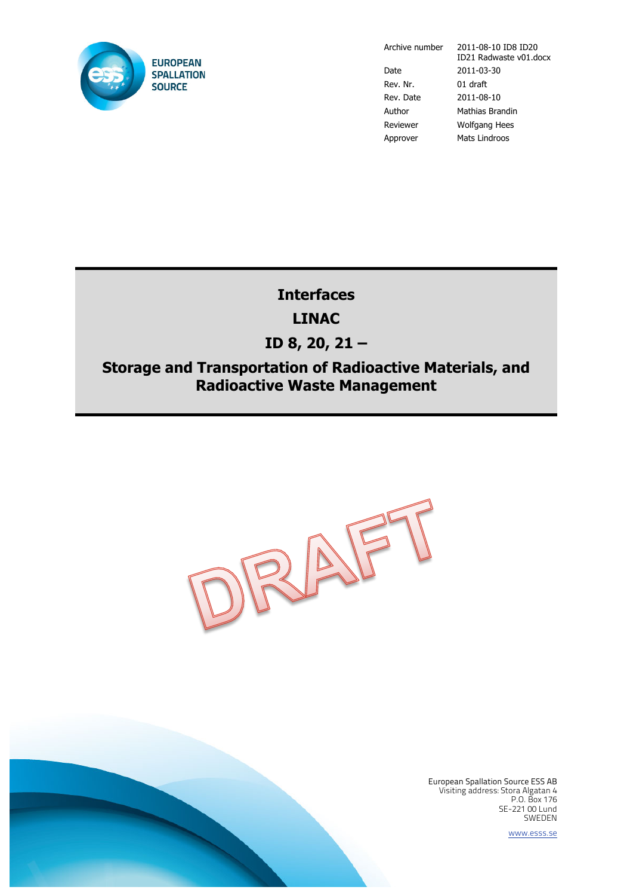EUROPEAN SPALLATION SOURCE

| | |
|---|---|
| Archive number | 2011-08-10 ID8 ID20 ID21 Radwaste v01.docx |
| Date | 2011-03-30 |
| Rev. Nr. | 01 draft |
| Rev. Date | 2011-08-10 |
| Author | Mathias Brandin |
| Reviewer | Wolfgang Hees |
| Approver | Mats Lindroos |

# Interfaces

# LINAC

# ID 8, 20, 21 –

# Storage and Transportation of Radioactive Materials, and Radioactive Waste Management

DRAFT

European Spallation Source ESS AB
Visiting address: Stora Algatan 4
P.O. Box 176
SE-221 00 Lund
SWEDEN

www.esss.se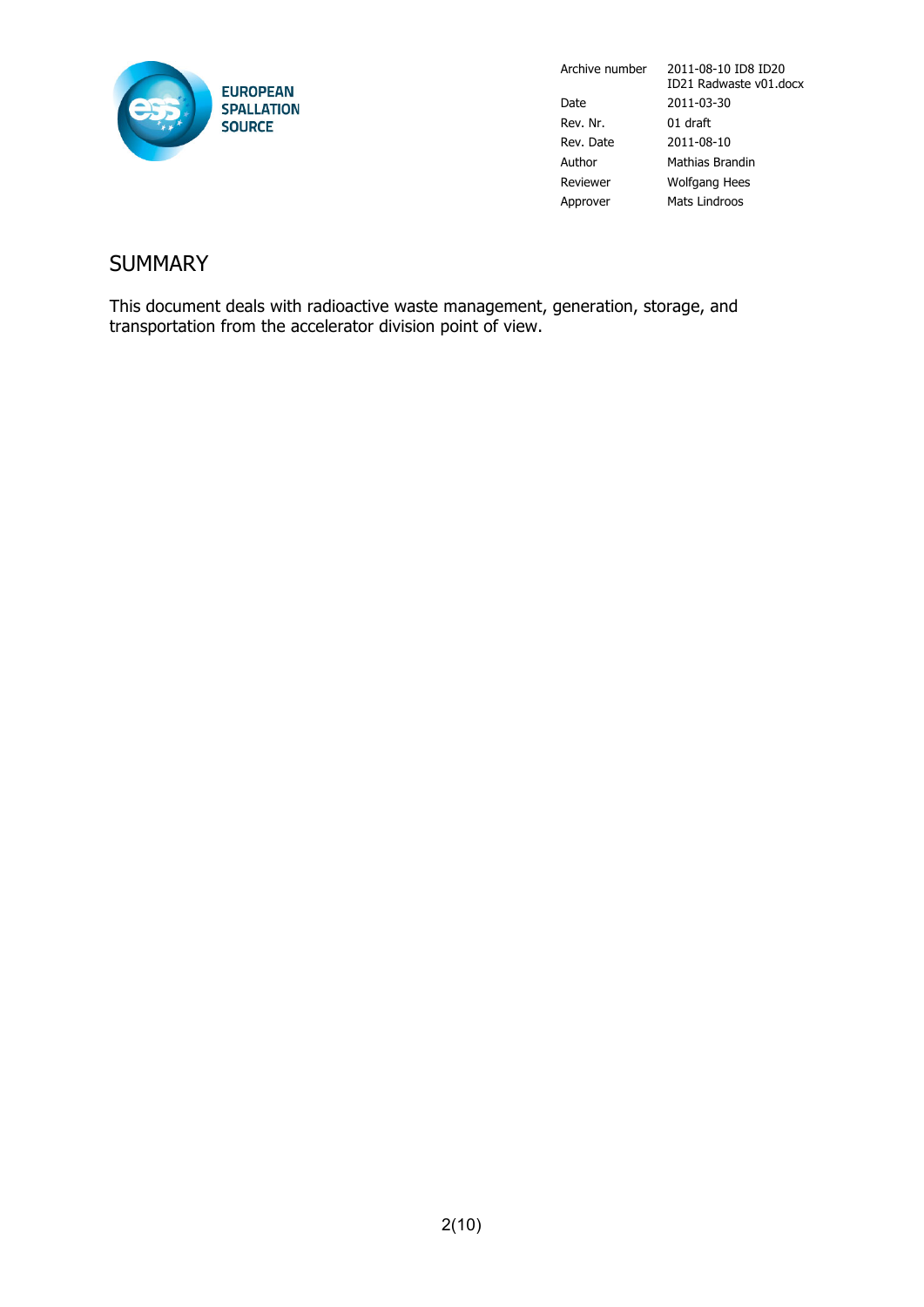| | |
|---|---|
| Archive number | 2011-08-10 ID8 ID20 ID21 Radwaste v01.docx |
| Date | 2011-03-30 |
| Rev. Nr. | 01 draft |
| Rev. Date | 2011-08-10 |
| Author | Mathias Brandin |
| Reviewer | Wolfgang Hees |
| Approver | Mats Lindroos |

# SUMMARY

This document deals with radioactive waste management, generation, storage, and transportation from the accelerator division point of view.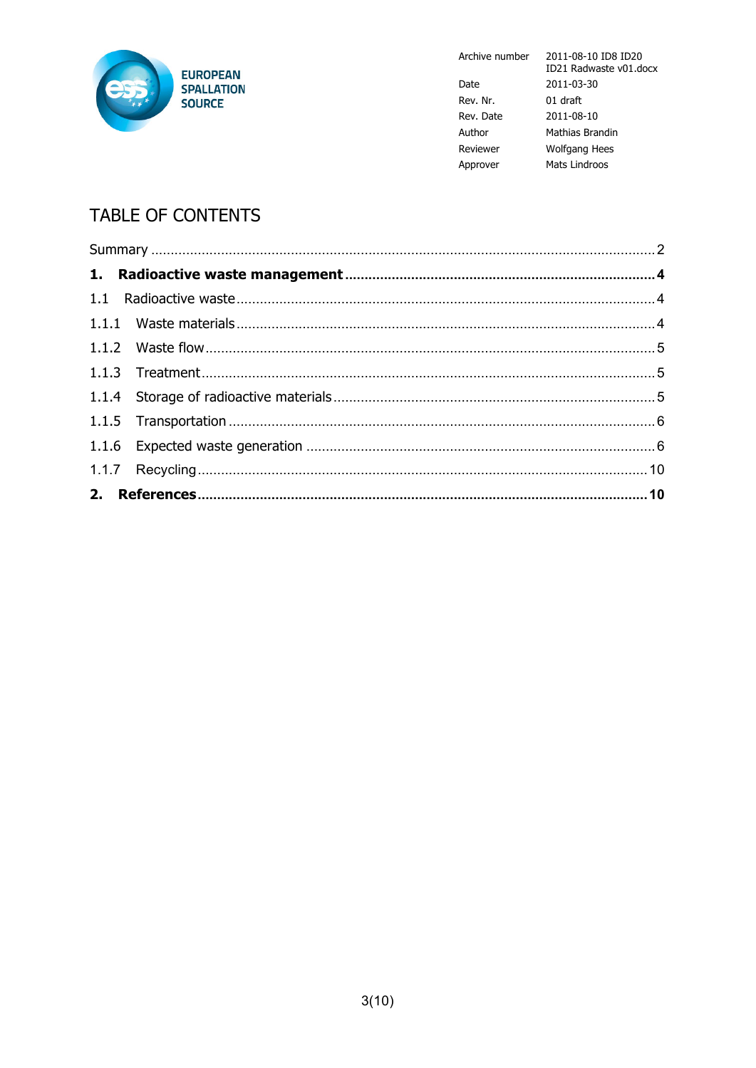| Archive number | 2011-08-10 ID8 ID20 ID21 Radwaste v01.docx |
|---|---|
| Date | 2011-03-30 |
| Rev. Nr. | 01 draft |
| Rev. Date | 2011-08-10 |
| Author | Mathias Brandin |
| Reviewer | Wolfgang Hees |
| Approver | Mats Lindroos |

# TABLE OF CONTENTS

Summary ........................................ 2

**1. Radioactive waste management ........................................ 4**

1.1 Radioactive waste ........................................ 4

1.1.1 Waste materials ........................................ 4

1.1.2 Waste flow ........................................ 5

1.1.3 Treatment ........................................ 5

1.1.4 Storage of radioactive materials ........................................ 5

1.1.5 Transportation ........................................ 6

1.1.6 Expected waste generation ........................................ 6

1.1.7 Recycling ........................................ 10

**2. References ........................................ 10**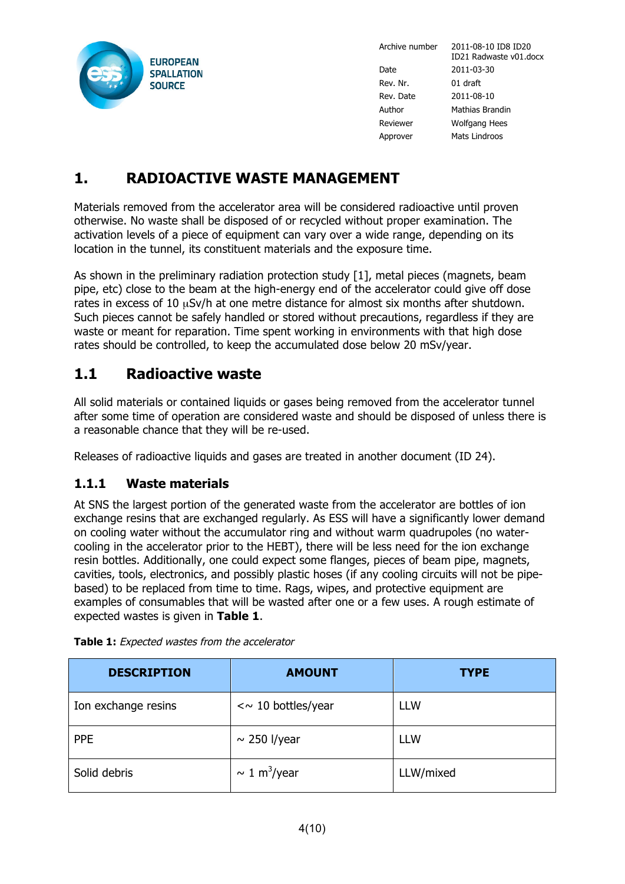# 1. RADIOACTIVE WASTE MANAGEMENT

Materials removed from the accelerator area will be considered radioactive until proven otherwise. No waste shall be disposed of or recycled without proper examination. The activation levels of a piece of equipment can vary over a wide range, depending on its location in the tunnel, its constituent materials and the exposure time.

As shown in the preliminary radiation protection study [1], metal pieces (magnets, beam pipe, etc) close to the beam at the high-energy end of the accelerator could give off dose rates in excess of 10 μSv/h at one metre distance for almost six months after shutdown. Such pieces cannot be safely handled or stored without precautions, regardless if they are waste or meant for reparation. Time spent working in environments with that high dose rates should be controlled, to keep the accumulated dose below 20 mSv/year.

## 1.1 Radioactive waste

All solid materials or contained liquids or gases being removed from the accelerator tunnel after some time of operation are considered waste and should be disposed of unless there is a reasonable chance that they will be re-used.

Releases of radioactive liquids and gases are treated in another document (ID 24).

### 1.1.1 Waste materials

At SNS the largest portion of the generated waste from the accelerator are bottles of ion exchange resins that are exchanged regularly. As ESS will have a significantly lower demand on cooling water without the accumulator ring and without warm quadrupoles (no water-cooling in the accelerator prior to the HEBT), there will be less need for the ion exchange resin bottles. Additionally, one could expect some flanges, pieces of beam pipe, magnets, cavities, tools, electronics, and possibly plastic hoses (if any cooling circuits will not be pipe-based) to be replaced from time to time. Rags, wipes, and protective equipment are examples of consumables that will be wasted after one or a few uses. A rough estimate of expected wastes is given in **Table 1**.

**Table 1:** *Expected wastes from the accelerator*

| DESCRIPTION | AMOUNT | TYPE |
|---|---|---|
| Ion exchange resins | <~ 10 bottles/year | LLW |
| PPE | ~ 250 l/year | LLW |
| Solid debris | ~ 1 $m^3$/year | LLW/mixed |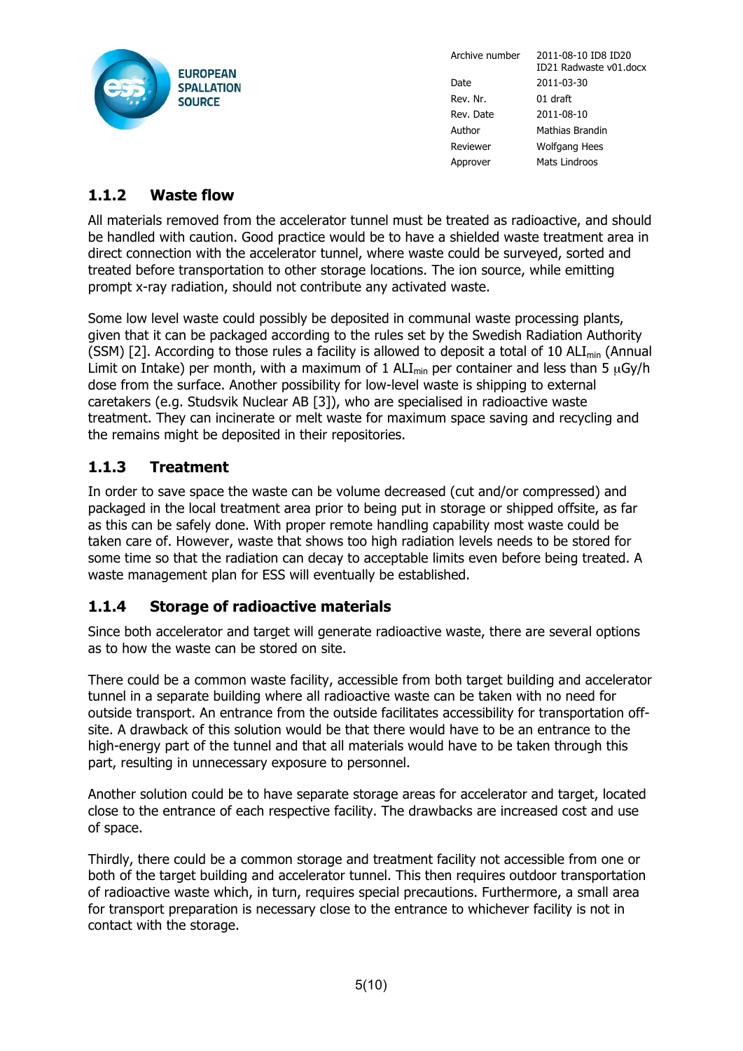### 1.1.2 Waste flow

All materials removed from the accelerator tunnel must be treated as radioactive, and should be handled with caution. Good practice would be to have a shielded waste treatment area in direct connection with the accelerator tunnel, where waste could be surveyed, sorted and treated before transportation to other storage locations. The ion source, while emitting prompt x-ray radiation, should not contribute any activated waste.

Some low level waste could possibly be deposited in communal waste processing plants, given that it can be packaged according to the rules set by the Swedish Radiation Authority (SSM) [2]. According to those rules a facility is allowed to deposit a total of 10 $ALI_{min}$ (Annual Limit on Intake) per month, with a maximum of 1 $ALI_{min}$ per container and less than 5 $\mu$Gy/h dose from the surface. Another possibility for low-level waste is shipping to external caretakers (e.g. Studsvik Nuclear AB [3]), who are specialised in radioactive waste treatment. They can incinerate or melt waste for maximum space saving and recycling and the remains might be deposited in their repositories.

### 1.1.3 Treatment

In order to save space the waste can be volume decreased (cut and/or compressed) and packaged in the local treatment area prior to being put in storage or shipped offsite, as far as this can be safely done. With proper remote handling capability most waste could be taken care of. However, waste that shows too high radiation levels needs to be stored for some time so that the radiation can decay to acceptable limits even before being treated. A waste management plan for ESS will eventually be established.

### 1.1.4 Storage of radioactive materials

Since both accelerator and target will generate radioactive waste, there are several options as to how the waste can be stored on site.

There could be a common waste facility, accessible from both target building and accelerator tunnel in a separate building where all radioactive waste can be taken with no need for outside transport. An entrance from the outside facilitates accessibility for transportation off-site. A drawback of this solution would be that there would have to be an entrance to the high-energy part of the tunnel and that all materials would have to be taken through this part, resulting in unnecessary exposure to personnel.

Another solution could be to have separate storage areas for accelerator and target, located close to the entrance of each respective facility. The drawbacks are increased cost and use of space.

Thirdly, there could be a common storage and treatment facility not accessible from one or both of the target building and accelerator tunnel. This then requires outdoor transportation of radioactive waste which, in turn, requires special precautions. Furthermore, a small area for transport preparation is necessary close to the entrance to whichever facility is not in contact with the storage.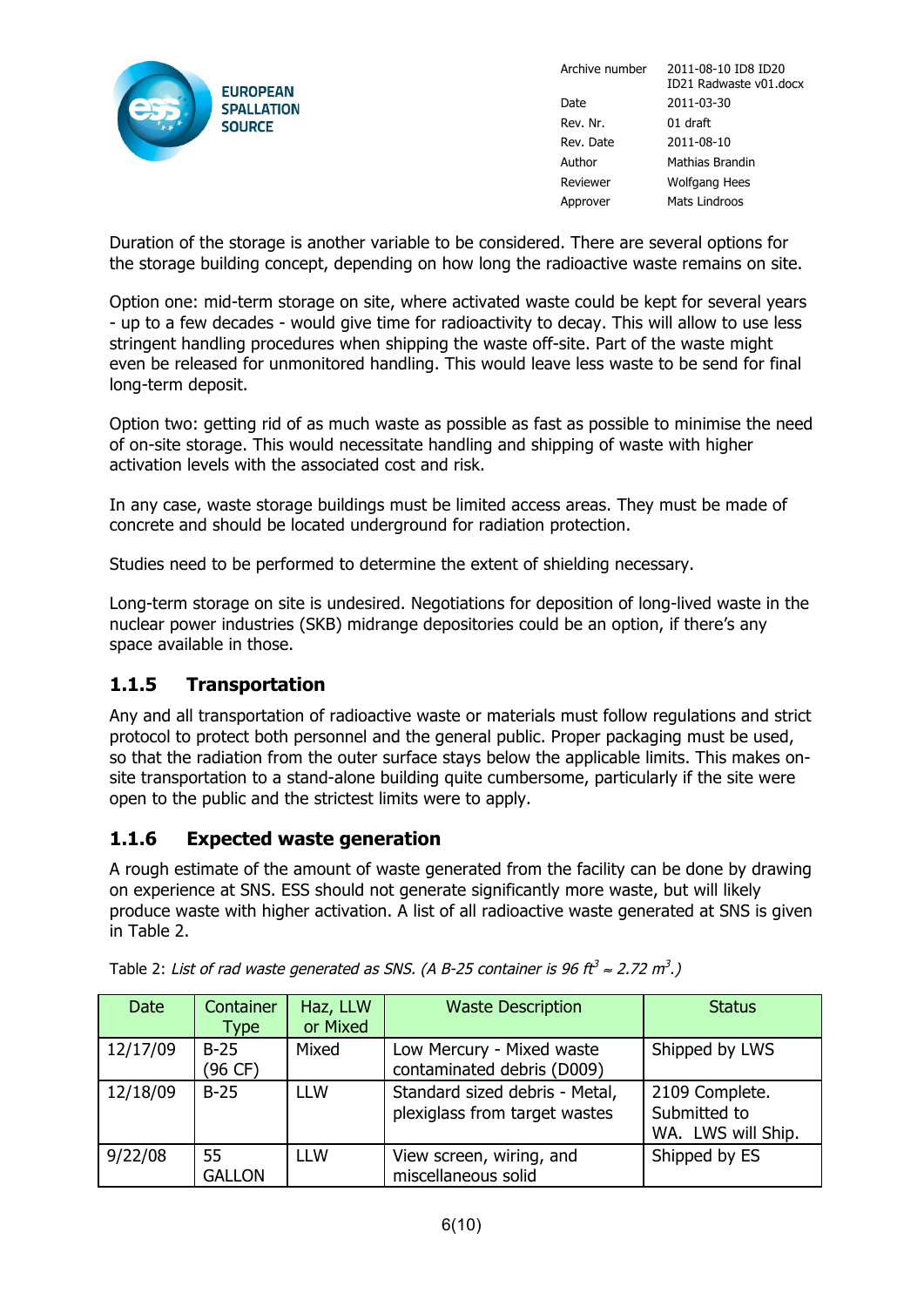Duration of the storage is another variable to be considered. There are several options for the storage building concept, depending on how long the radioactive waste remains on site.

Option one: mid-term storage on site, where activated waste could be kept for several years - up to a few decades - would give time for radioactivity to decay. This will allow to use less stringent handling procedures when shipping the waste off-site. Part of the waste might even be released for unmonitored handling. This would leave less waste to be send for final long-term deposit.

Option two: getting rid of as much waste as possible as fast as possible to minimise the need of on-site storage. This would necessitate handling and shipping of waste with higher activation levels with the associated cost and risk.

In any case, waste storage buildings must be limited access areas. They must be made of concrete and should be located underground for radiation protection.

Studies need to be performed to determine the extent of shielding necessary.

Long-term storage on site is undesired. Negotiations for deposition of long-lived waste in the nuclear power industries (SKB) midrange depositories could be an option, if there's any space available in those.

### 1.1.5 Transportation

Any and all transportation of radioactive waste or materials must follow regulations and strict protocol to protect both personnel and the general public. Proper packaging must be used, so that the radiation from the outer surface stays below the applicable limits. This makes on-site transportation to a stand-alone building quite cumbersome, particularly if the site were open to the public and the strictest limits were to apply.

### 1.1.6 Expected waste generation

A rough estimate of the amount of waste generated from the facility can be done by drawing on experience at SNS. ESS should not generate significantly more waste, but will likely produce waste with higher activation. A list of all radioactive waste generated at SNS is given in Table 2.

Table 2: *List of rad waste generated as SNS. (A B-25 container is 96 $ft^3 \approx 2.72\ m^3$.)*

| Date | Container Type | Haz, LLW or Mixed | Waste Description | Status |
|---|---|---|---|---|
| 12/17/09 | B-25 (96 CF) | Mixed | Low Mercury - Mixed waste contaminated debris (D009) | Shipped by LWS |
| 12/18/09 | B-25 | LLW | Standard sized debris - Metal, plexiglass from target wastes | 2109 Complete. Submitted to WA. LWS will Ship. |
| 9/22/08 | 55 GALLON | LLW | View screen, wiring, and miscellaneous solid | Shipped by ES |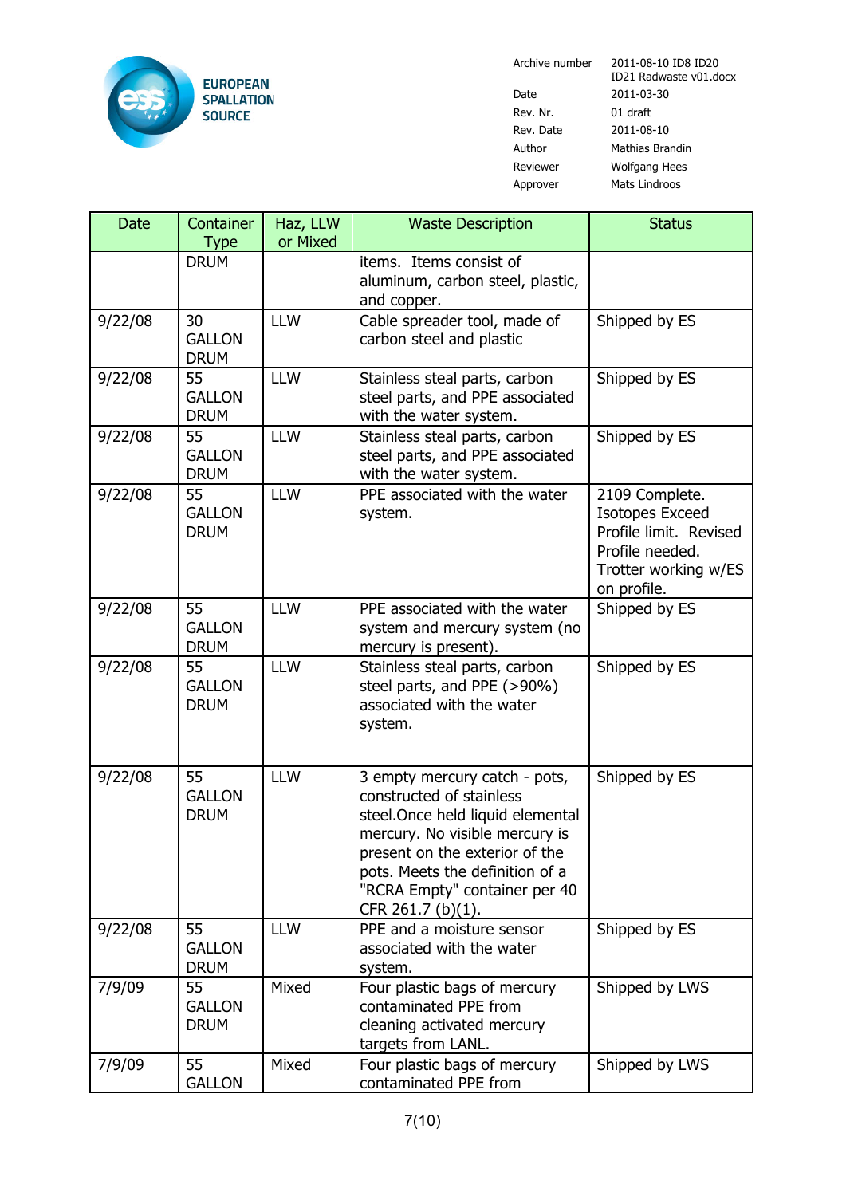| Date | Container Type | Haz, LLW or Mixed | Waste Description | Status |
|---|---|---|---|---|
| | DRUM | | items. Items consist of aluminum, carbon steel, plastic, and copper. | |
| 9/22/08 | 30 GALLON DRUM | LLW | Cable spreader tool, made of carbon steel and plastic | Shipped by ES |
| 9/22/08 | 55 GALLON DRUM | LLW | Stainless steal parts, carbon steel parts, and PPE associated with the water system. | Shipped by ES |
| 9/22/08 | 55 GALLON DRUM | LLW | Stainless steal parts, carbon steel parts, and PPE associated with the water system. | Shipped by ES |
| 9/22/08 | 55 GALLON DRUM | LLW | PPE associated with the water system. | 2109 Complete. Isotopes Exceed Profile limit. Revised Profile needed. Trotter working w/ES on profile. |
| 9/22/08 | 55 GALLON DRUM | LLW | PPE associated with the water system and mercury system (no mercury is present). | Shipped by ES |
| 9/22/08 | 55 GALLON DRUM | LLW | Stainless steal parts, carbon steel parts, and PPE (>90%) associated with the water system. | Shipped by ES |
| 9/22/08 | 55 GALLON DRUM | LLW | 3 empty mercury catch - pots, constructed of stainless steel.Once held liquid elemental mercury. No visible mercury is present on the exterior of the pots. Meets the definition of a "RCRA Empty" container per 40 CFR 261.7 (b)(1). | Shipped by ES |
| 9/22/08 | 55 GALLON DRUM | LLW | PPE and a moisture sensor associated with the water system. | Shipped by ES |
| 7/9/09 | 55 GALLON DRUM | Mixed | Four plastic bags of mercury contaminated PPE from cleaning activated mercury targets from LANL. | Shipped by LWS |
| 7/9/09 | 55 GALLON | Mixed | Four plastic bags of mercury contaminated PPE from | Shipped by LWS |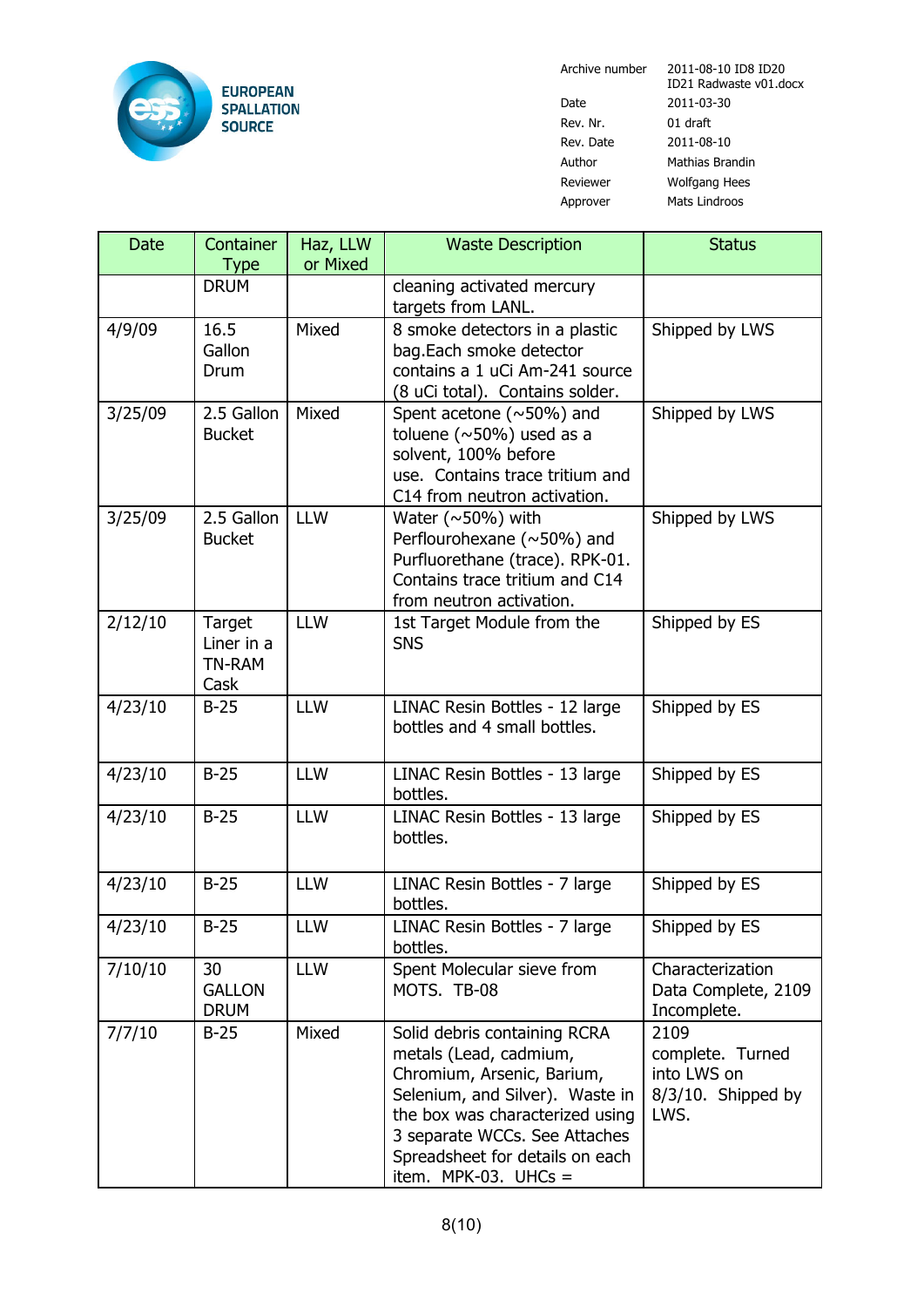| Date | Container Type | Haz, LLW or Mixed | Waste Description | Status |
|---|---|---|---|---|
| | DRUM | | cleaning activated mercury targets from LANL. | |
| 4/9/09 | 16.5 Gallon Drum | Mixed | 8 smoke detectors in a plastic bag.Each smoke detector contains a 1 uCi Am-241 source (8 uCi total). Contains solder. | Shipped by LWS |
| 3/25/09 | 2.5 Gallon Bucket | Mixed | Spent acetone (~50%) and toluene (~50%) used as a solvent, 100% before use. Contains trace tritium and C14 from neutron activation. | Shipped by LWS |
| 3/25/09 | 2.5 Gallon Bucket | LLW | Water (~50%) with Perflourohexane (~50%) and Purfluorethane (trace). RPK-01. Contains trace tritium and C14 from neutron activation. | Shipped by LWS |
| 2/12/10 | Target Liner in a TN-RAM Cask | LLW | 1st Target Module from the SNS | Shipped by ES |
| 4/23/10 | B-25 | LLW | LINAC Resin Bottles - 12 large bottles and 4 small bottles. | Shipped by ES |
| 4/23/10 | B-25 | LLW | LINAC Resin Bottles - 13 large bottles. | Shipped by ES |
| 4/23/10 | B-25 | LLW | LINAC Resin Bottles - 13 large bottles. | Shipped by ES |
| 4/23/10 | B-25 | LLW | LINAC Resin Bottles - 7 large bottles. | Shipped by ES |
| 4/23/10 | B-25 | LLW | LINAC Resin Bottles - 7 large bottles. | Shipped by ES |
| 7/10/10 | 30 GALLON DRUM | LLW | Spent Molecular sieve from MOTS. TB-08 | Characterization Data Complete, 2109 Incomplete. |
| 7/7/10 | B-25 | Mixed | Solid debris containing RCRA metals (Lead, cadmium, Chromium, Arsenic, Barium, Selenium, and Silver). Waste in the box was characterized using 3 separate WCCs. See Attaches Spreadsheet for details on each item. MPK-03. UHCs = | 2109 complete. Turned into LWS on 8/3/10. Shipped by LWS. |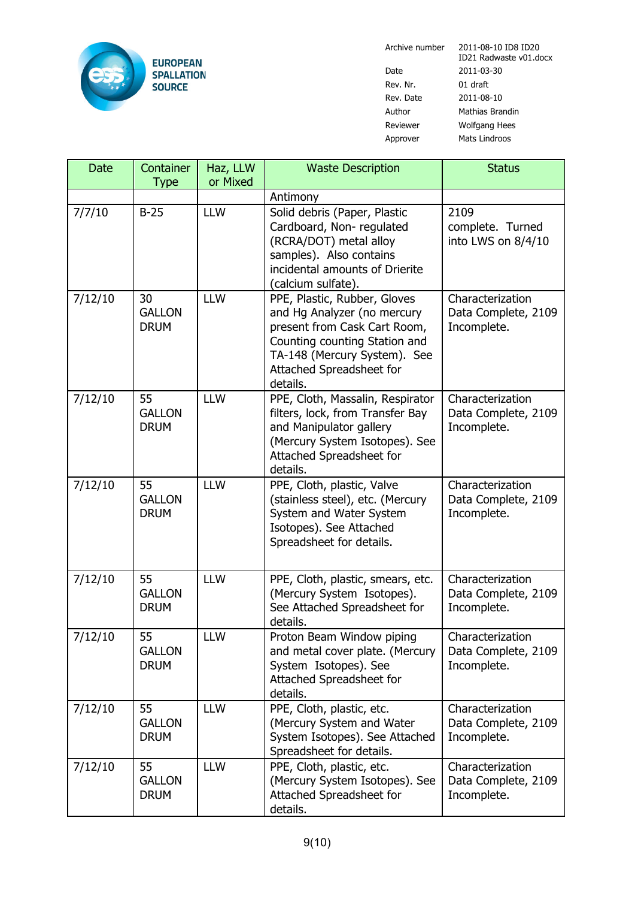| Date | Container Type | Haz, LLW or Mixed | Waste Description | Status |
|---|---|---|---|---|
| | | | Antimony | |
| 7/7/10 | B-25 | LLW | Solid debris (Paper, Plastic Cardboard, Non- regulated (RCRA/DOT) metal alloy samples). Also contains incidental amounts of Drierite (calcium sulfate). | 2109 complete. Turned into LWS on 8/4/10 |
| 7/12/10 | 30 GALLON DRUM | LLW | PPE, Plastic, Rubber, Gloves and Hg Analyzer (no mercury present from Cask Cart Room, Counting counting Station and TA-148 (Mercury System). See Attached Spreadsheet for details. | Characterization Data Complete, 2109 Incomplete. |
| 7/12/10 | 55 GALLON DRUM | LLW | PPE, Cloth, Massalin, Respirator filters, lock, from Transfer Bay and Manipulator gallery (Mercury System Isotopes). See Attached Spreadsheet for details. | Characterization Data Complete, 2109 Incomplete. |
| 7/12/10 | 55 GALLON DRUM | LLW | PPE, Cloth, plastic, Valve (stainless steel), etc. (Mercury System and Water System Isotopes). See Attached Spreadsheet for details. | Characterization Data Complete, 2109 Incomplete. |
| 7/12/10 | 55 GALLON DRUM | LLW | PPE, Cloth, plastic, smears, etc. (Mercury System Isotopes). See Attached Spreadsheet for details. | Characterization Data Complete, 2109 Incomplete. |
| 7/12/10 | 55 GALLON DRUM | LLW | Proton Beam Window piping and metal cover plate. (Mercury System Isotopes). See Attached Spreadsheet for details. | Characterization Data Complete, 2109 Incomplete. |
| 7/12/10 | 55 GALLON DRUM | LLW | PPE, Cloth, plastic, etc. (Mercury System and Water System Isotopes). See Attached Spreadsheet for details. | Characterization Data Complete, 2109 Incomplete. |
| 7/12/10 | 55 GALLON DRUM | LLW | PPE, Cloth, plastic, etc. (Mercury System Isotopes). See Attached Spreadsheet for details. | Characterization Data Complete, 2109 Incomplete. |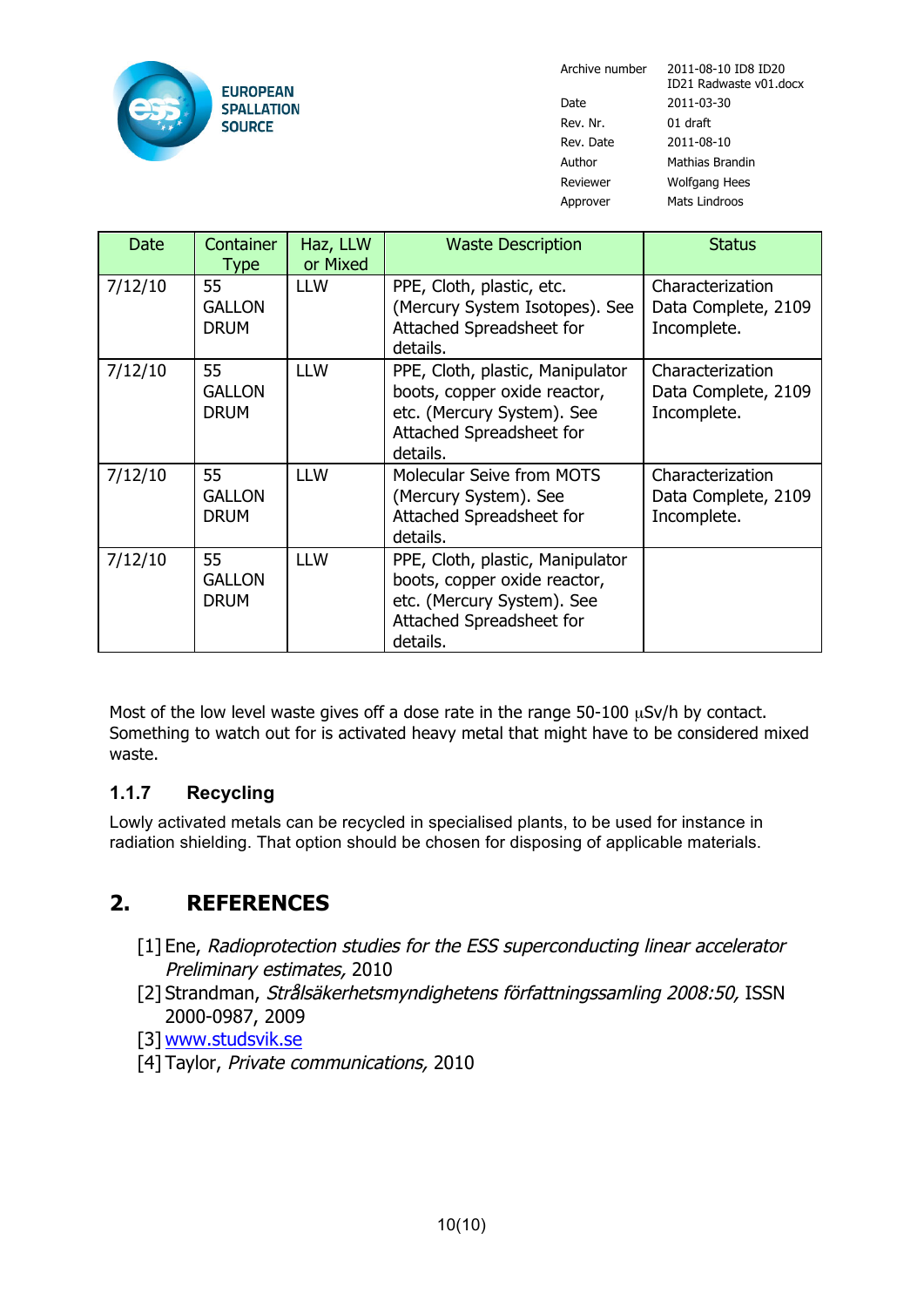| Date | Container Type | Haz, LLW or Mixed | Waste Description | Status |
|---|---|---|---|---|
| 7/12/10 | 55 GALLON DRUM | LLW | PPE, Cloth, plastic, etc. (Mercury System Isotopes). See Attached Spreadsheet for details. | Characterization Data Complete, 2109 Incomplete. |
| 7/12/10 | 55 GALLON DRUM | LLW | PPE, Cloth, plastic, Manipulator boots, copper oxide reactor, etc. (Mercury System). See Attached Spreadsheet for details. | Characterization Data Complete, 2109 Incomplete. |
| 7/12/10 | 55 GALLON DRUM | LLW | Molecular Seive from MOTS (Mercury System). See Attached Spreadsheet for details. | Characterization Data Complete, 2109 Incomplete. |
| 7/12/10 | 55 GALLON DRUM | LLW | PPE, Cloth, plastic, Manipulator boots, copper oxide reactor, etc. (Mercury System). See Attached Spreadsheet for details. | |

Most of the low level waste gives off a dose rate in the range 50-100 μSv/h by contact. Something to watch out for is activated heavy metal that might have to be considered mixed waste.

### 1.1.7 Recycling

Lowly activated metals can be recycled in specialised plants, to be used for instance in radiation shielding. That option should be chosen for disposing of applicable materials.

# 2. REFERENCES

[1] Ene, *Radioprotection studies for the ESS superconducting linear accelerator Preliminary estimates,* 2010

[2] Strandman, *Strålsäkerhetsmyndighetens författningssamling 2008:50,* ISSN 2000-0987, 2009

[3] www.studsvik.se

[4] Taylor, *Private communications,* 2010